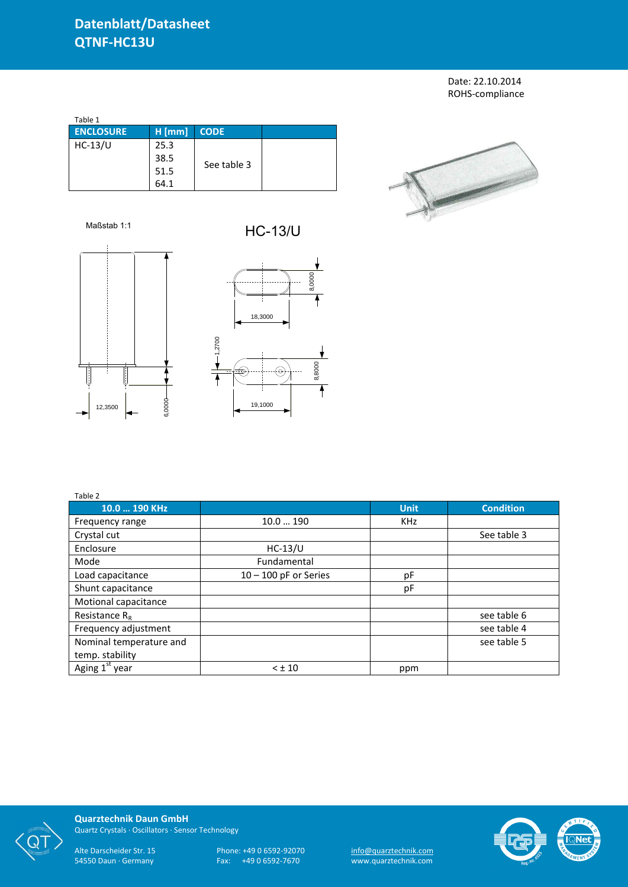# Datenblatt/Datasheet
# QTNF-HC13U

Date: 22.10.2014
ROHS-compliance

Table 1

| ENCLOSURE | H [mm] | CODE | |
|---|---|---|---|
| HC-13/U | 25.3<br>38.5<br>51.5<br>64.1 | See table 3 | |

Maßstab 1:1

HC-13/U

12,3500
6,0000
8,0000
18,3000
1,2700
8,8000
19,1000

Table 2

| 10.0 … 190 KHz | | Unit | Condition |
|---|---|---|---|
| Frequency range | 10.0 … 190 | KHz | |
| Crystal cut | | | See table 3 |
| Enclosure | HC-13/U | | |
| Mode | Fundamental | | |
| Load capacitance | 10 – 100 pF or Series | pF | |
| Shunt capacitance | | pF | |
| Motional capacitance | | | |
| Resistance $R_R$ | | | see table 6 |
| Frequency adjustment | | | see table 4 |
| Nominal temperature and temp. stability | | | see table 5 |
| Aging 1st year | < ± 10 | ppm | |

**Quarztechnik Daun GmbH**
Quartz Crystals · Oscillators · Sensor Technology

Alte Darscheider Str. 15
54550 Daun · Germany

Phone: +49 0 6592-92070
Fax: +49 0 6592-7670

info@quarztechnik.com
www.quarztechnik.com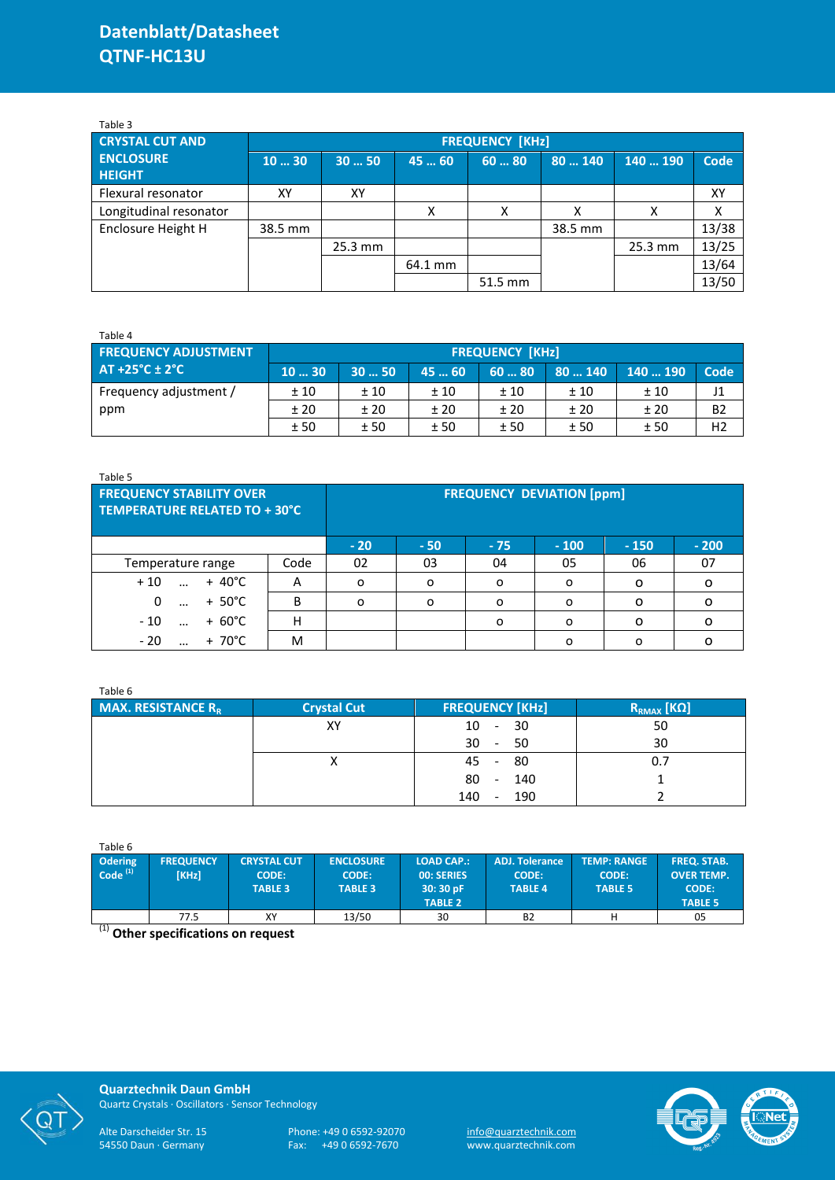Table 3

| CRYSTAL CUT AND ENCLOSURE HEIGHT | FREQUENCY [KHz] | | | | | | |
|---|---|---|---|---|---|---|---|
| | 10 … 30 | 30 … 50 | 45 … 60 | 60 … 80 | 80 … 140 | 140 … 190 | Code |
| Flexural resonator | XY | XY | | | | | XY |
| Longitudinal resonator | | | X | X | X | X | X |
| Enclosure Height H | 38.5 mm | | | | 38.5 mm | | 13/38 |
| | | 25.3 mm | | | | 25.3 mm | 13/25 |
| | | | 64.1 mm | | | | 13/64 |
| | | | | 51.5 mm | | | 13/50 |

Table 4

| FREQUENCY ADJUSTMENT AT +25°C ± 2°C | FREQUENCY [KHz] | | | | | | |
|---|---|---|---|---|---|---|---|
| | 10 … 30 | 30 … 50 | 45 … 60 | 60 … 80 | 80 … 140 | 140 … 190 | Code |
| Frequency adjustment / ppm | ± 10 | ± 10 | ± 10 | ± 10 | ± 10 | ± 10 | J1 |
| | ± 20 | ± 20 | ± 20 | ± 20 | ± 20 | ± 20 | B2 |
| | ± 50 | ± 50 | ± 50 | ± 50 | ± 50 | ± 50 | H2 |

Table 5

| FREQUENCY STABILITY OVER TEMPERATURE RELATED TO + 30°C | | FREQUENCY DEVIATION [ppm] | | | | | |
|---|---|---|---|---|---|---|---|
| | | - 20 | - 50 | - 75 | - 100 | - 150 | - 200 |
| Temperature range | Code | 02 | 03 | 04 | 05 | 06 | 07 |
| + 10 … + 40°C | A | o | o | o | o | o | o |
| 0 … + 50°C | B | o | o | o | o | o | o |
| - 10 … + 60°C | H | | | o | o | o | o |
| - 20 … + 70°C | M | | | | o | o | o |

Table 6

| MAX. RESISTANCE $R_R$ | Crystal Cut | FREQUENCY [KHz] | $R_{RMAX}$ [KΩ] |
|---|---|---|---|
| | XY | 10 - 30 | 50 |
| | | 30 - 50 | 30 |
| | X | 45 - 80 | 0.7 |
| | | 80 - 140 | 1 |
| | | 140 - 190 | 2 |

Table 6

| Odering Code [1] | FREQUENCY [KHz] | CRYSTAL CUT CODE: TABLE 3 | ENCLOSURE CODE: TABLE 3 | LOAD CAP.: 00: SERIES 30: 30 pF TABLE 2 | ADJ. Tolerance CODE: TABLE 4 | TEMP: RANGE CODE: TABLE 5 | FREQ. STAB. OVER TEMP. CODE: TABLE 5 |
|---|---|---|---|---|---|---|---|
| | 77.5 | XY | 13/50 | 30 | B2 | H | 05 |

[1] **Other specifications on request**